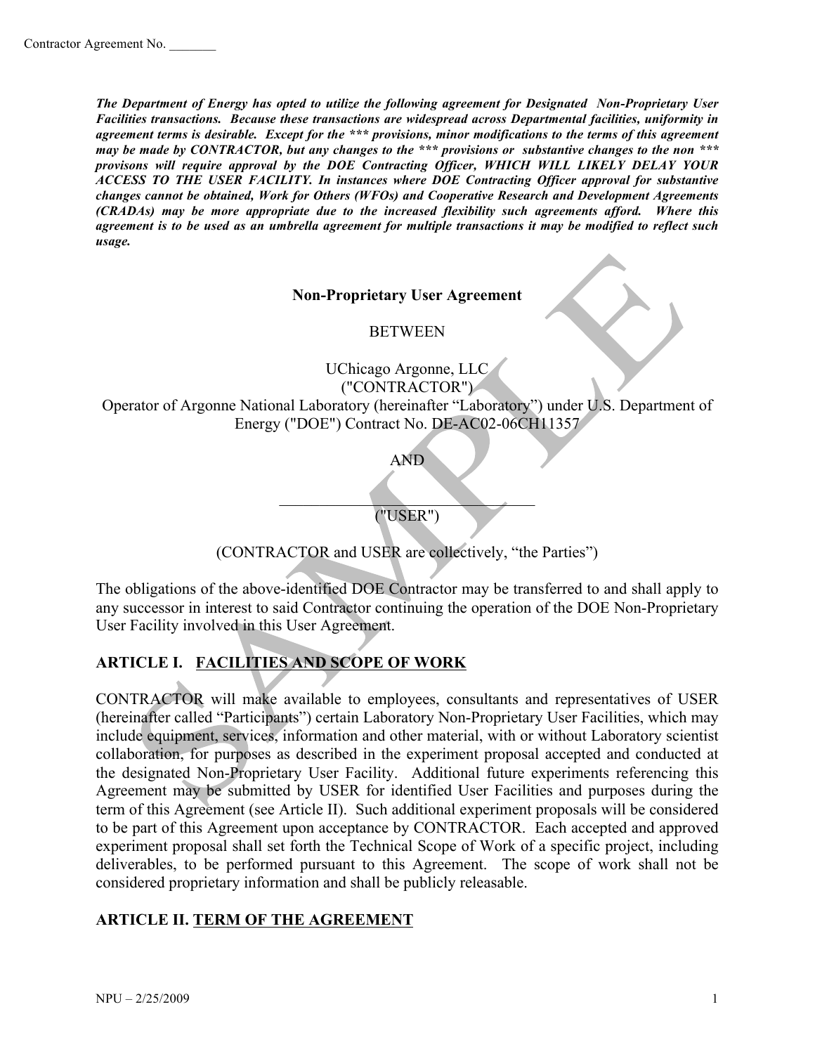Contractor Agreement No. _______

***The Department of Energy has opted to utilize the following agreement for Designated Non-Proprietary User Facilities transactions. Because these transactions are widespread across Departmental facilities, uniformity in agreement terms is desirable. Except for the *** provisions, minor modifications to the terms of this agreement may be made by CONTRACTOR, but any changes to the *** provisions or substantive changes to the non *** provisons will require approval by the DOE Contracting Officer, WHICH WILL LIKELY DELAY YOUR ACCESS TO THE USER FACILITY. In instances where DOE Contracting Officer approval for substantive changes cannot be obtained, Work for Others (WFOs) and Cooperative Research and Development Agreements (CRADAs) may be more appropriate due to the increased flexibility such agreements afford. Where this agreement is to be used as an umbrella agreement for multiple transactions it may be modified to reflect such usage.***

**Non-Proprietary User Agreement**

BETWEEN

UChicago Argonne, LLC
("CONTRACTOR")
Operator of Argonne National Laboratory (hereinafter "Laboratory") under U.S. Department of Energy ("DOE") Contract No. DE-AC02-06CH11357

AND

_________________________________
("USER")

(CONTRACTOR and USER are collectively, "the Parties")

The obligations of the above-identified DOE Contractor may be transferred to and shall apply to any successor in interest to said Contractor continuing the operation of the DOE Non-Proprietary User Facility involved in this User Agreement.

## ARTICLE I. FACILITIES AND SCOPE OF WORK

CONTRACTOR will make available to employees, consultants and representatives of USER (hereinafter called "Participants") certain Laboratory Non-Proprietary User Facilities, which may include equipment, services, information and other material, with or without Laboratory scientist collaboration, for purposes as described in the experiment proposal accepted and conducted at the designated Non-Proprietary User Facility. Additional future experiments referencing this Agreement may be submitted by USER for identified User Facilities and purposes during the term of this Agreement (see Article II). Such additional experiment proposals will be considered to be part of this Agreement upon acceptance by CONTRACTOR. Each accepted and approved experiment proposal shall set forth the Technical Scope of Work of a specific project, including deliverables, to be performed pursuant to this Agreement. The scope of work shall not be considered proprietary information and shall be publicly releasable.

## ARTICLE II. TERM OF THE AGREEMENT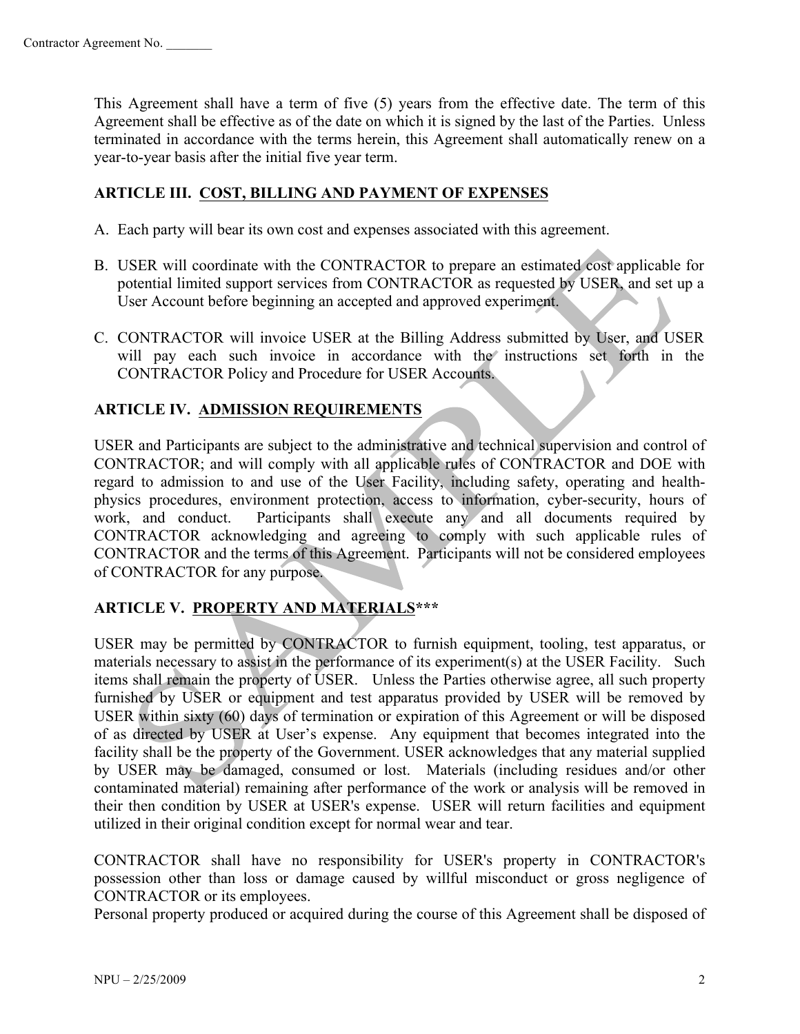This Agreement shall have a term of five (5) years from the effective date. The term of this Agreement shall be effective as of the date on which it is signed by the last of the Parties. Unless terminated in accordance with the terms herein, this Agreement shall automatically renew on a year-to-year basis after the initial five year term.

## ARTICLE III. COST, BILLING AND PAYMENT OF EXPENSES

A. Each party will bear its own cost and expenses associated with this agreement.

B. USER will coordinate with the CONTRACTOR to prepare an estimated cost applicable for potential limited support services from CONTRACTOR as requested by USER, and set up a User Account before beginning an accepted and approved experiment.

C. CONTRACTOR will invoice USER at the Billing Address submitted by User, and USER will pay each such invoice in accordance with the instructions set forth in the CONTRACTOR Policy and Procedure for USER Accounts.

## ARTICLE IV. ADMISSION REQUIREMENTS

USER and Participants are subject to the administrative and technical supervision and control of CONTRACTOR; and will comply with all applicable rules of CONTRACTOR and DOE with regard to admission to and use of the User Facility, including safety, operating and health-physics procedures, environment protection, access to information, cyber-security, hours of work, and conduct. Participants shall execute any and all documents required by CONTRACTOR acknowledging and agreeing to comply with such applicable rules of CONTRACTOR and the terms of this Agreement. Participants will not be considered employees of CONTRACTOR for any purpose.

## ARTICLE V. PROPERTY AND MATERIALS***

USER may be permitted by CONTRACTOR to furnish equipment, tooling, test apparatus, or materials necessary to assist in the performance of its experiment(s) at the USER Facility. Such items shall remain the property of USER. Unless the Parties otherwise agree, all such property furnished by USER or equipment and test apparatus provided by USER will be removed by USER within sixty (60) days of termination or expiration of this Agreement or will be disposed of as directed by USER at User's expense. Any equipment that becomes integrated into the facility shall be the property of the Government. USER acknowledges that any material supplied by USER may be damaged, consumed or lost. Materials (including residues and/or other contaminated material) remaining after performance of the work or analysis will be removed in their then condition by USER at USER's expense. USER will return facilities and equipment utilized in their original condition except for normal wear and tear.

CONTRACTOR shall have no responsibility for USER's property in CONTRACTOR's possession other than loss or damage caused by willful misconduct or gross negligence of CONTRACTOR or its employees.

Personal property produced or acquired during the course of this Agreement shall be disposed of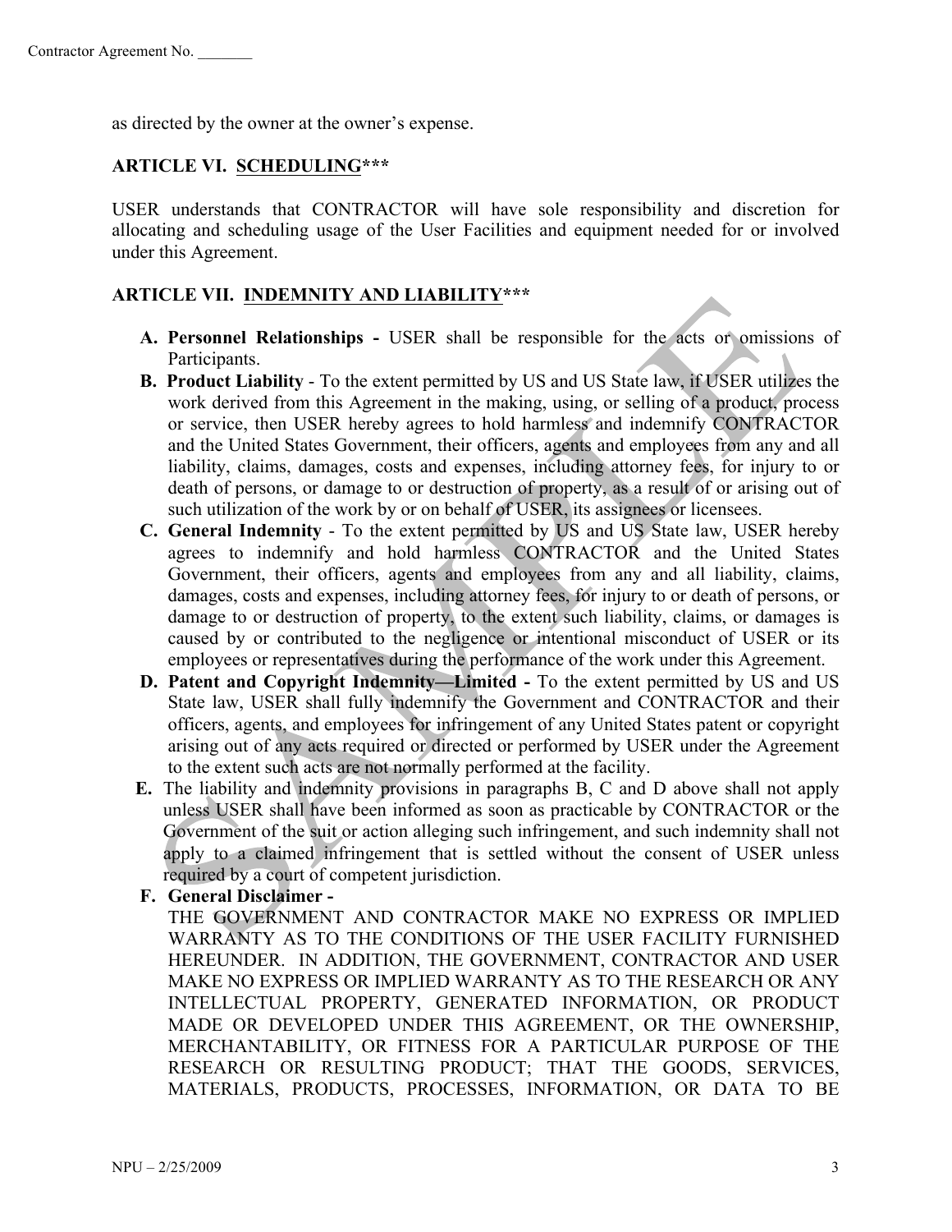as directed by the owner at the owner's expense.

### ARTICLE VI. SCHEDULING***

USER understands that CONTRACTOR will have sole responsibility and discretion for allocating and scheduling usage of the User Facilities and equipment needed for or involved under this Agreement.

### ARTICLE VII. INDEMNITY AND LIABILITY***

A. **Personnel Relationships -** USER shall be responsible for the acts or omissions of Participants.

B. **Product Liability** - To the extent permitted by US and US State law, if USER utilizes the work derived from this Agreement in the making, using, or selling of a product, process or service, then USER hereby agrees to hold harmless and indemnify CONTRACTOR and the United States Government, their officers, agents and employees from any and all liability, claims, damages, costs and expenses, including attorney fees, for injury to or death of persons, or damage to or destruction of property, as a result of or arising out of such utilization of the work by or on behalf of USER, its assignees or licensees.

C. **General Indemnity** - To the extent permitted by US and US State law, USER hereby agrees to indemnify and hold harmless CONTRACTOR and the United States Government, their officers, agents and employees from any and all liability, claims, damages, costs and expenses, including attorney fees, for injury to or death of persons, or damage to or destruction of property, to the extent such liability, claims, or damages is caused by or contributed to the negligence or intentional misconduct of USER or its employees or representatives during the performance of the work under this Agreement.

D. **Patent and Copyright Indemnity—Limited -** To the extent permitted by US and US State law, USER shall fully indemnify the Government and CONTRACTOR and their officers, agents, and employees for infringement of any United States patent or copyright arising out of any acts required or directed or performed by USER under the Agreement to the extent such acts are not normally performed at the facility.

E. The liability and indemnity provisions in paragraphs B, C and D above shall not apply unless USER shall have been informed as soon as practicable by CONTRACTOR or the Government of the suit or action alleging such infringement, and such indemnity shall not apply to a claimed infringement that is settled without the consent of USER unless required by a court of competent jurisdiction.

F. **General Disclaimer -**
THE GOVERNMENT AND CONTRACTOR MAKE NO EXPRESS OR IMPLIED WARRANTY AS TO THE CONDITIONS OF THE USER FACILITY FURNISHED HEREUNDER. IN ADDITION, THE GOVERNMENT, CONTRACTOR AND USER MAKE NO EXPRESS OR IMPLIED WARRANTY AS TO THE RESEARCH OR ANY INTELLECTUAL PROPERTY, GENERATED INFORMATION, OR PRODUCT MADE OR DEVELOPED UNDER THIS AGREEMENT, OR THE OWNERSHIP, MERCHANTABILITY, OR FITNESS FOR A PARTICULAR PURPOSE OF THE RESEARCH OR RESULTING PRODUCT; THAT THE GOODS, SERVICES, MATERIALS, PRODUCTS, PROCESSES, INFORMATION, OR DATA TO BE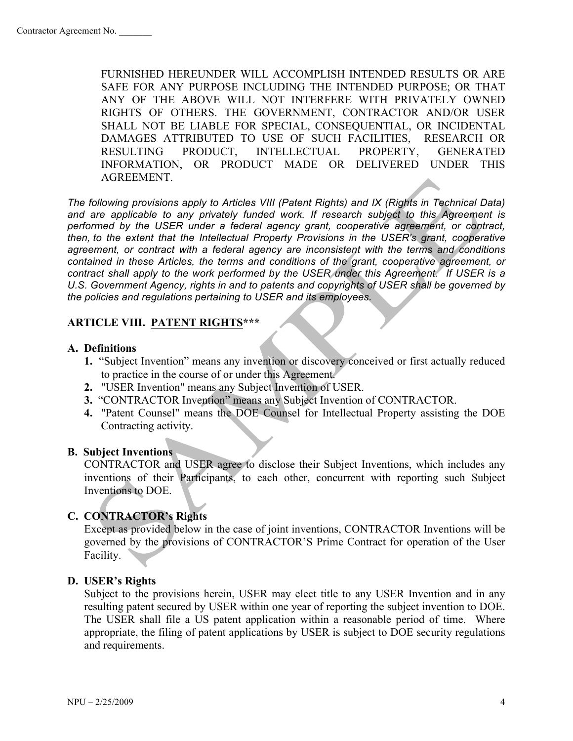FURNISHED HEREUNDER WILL ACCOMPLISH INTENDED RESULTS OR ARE SAFE FOR ANY PURPOSE INCLUDING THE INTENDED PURPOSE; OR THAT ANY OF THE ABOVE WILL NOT INTERFERE WITH PRIVATELY OWNED RIGHTS OF OTHERS. THE GOVERNMENT, CONTRACTOR AND/OR USER SHALL NOT BE LIABLE FOR SPECIAL, CONSEQUENTIAL, OR INCIDENTAL DAMAGES ATTRIBUTED TO USE OF SUCH FACILITIES, RESEARCH OR RESULTING PRODUCT, INTELLECTUAL PROPERTY, GENERATED INFORMATION, OR PRODUCT MADE OR DELIVERED UNDER THIS AGREEMENT.

*The following provisions apply to Articles VIII (Patent Rights) and IX (Rights in Technical Data) and are applicable to any privately funded work. If research subject to this Agreement is performed by the USER under a federal agency grant, cooperative agreement, or contract, then, to the extent that the Intellectual Property Provisions in the USER's grant, cooperative agreement, or contract with a federal agency are inconsistent with the terms and conditions contained in these Articles, the terms and conditions of the grant, cooperative agreement, or contract shall apply to the work performed by the USER under this Agreement. If USER is a U.S. Government Agency, rights in and to patents and copyrights of USER shall be governed by the policies and regulations pertaining to USER and its employees.*

## ARTICLE VIII. PATENT RIGHTS***

**A. Definitions**

1. "Subject Invention" means any invention or discovery conceived or first actually reduced to practice in the course of or under this Agreement.
2. "USER Invention" means any Subject Invention of USER.
3. "CONTRACTOR Invention" means any Subject Invention of CONTRACTOR.
4. "Patent Counsel" means the DOE Counsel for Intellectual Property assisting the DOE Contracting activity.

**B. Subject Inventions**

CONTRACTOR and USER agree to disclose their Subject Inventions, which includes any inventions of their Participants, to each other, concurrent with reporting such Subject Inventions to DOE.

**C. CONTRACTOR's Rights**

Except as provided below in the case of joint inventions, CONTRACTOR Inventions will be governed by the provisions of CONTRACTOR'S Prime Contract for operation of the User Facility.

**D. USER's Rights**

Subject to the provisions herein, USER may elect title to any USER Invention and in any resulting patent secured by USER within one year of reporting the subject invention to DOE. The USER shall file a US patent application within a reasonable period of time. Where appropriate, the filing of patent applications by USER is subject to DOE security regulations and requirements.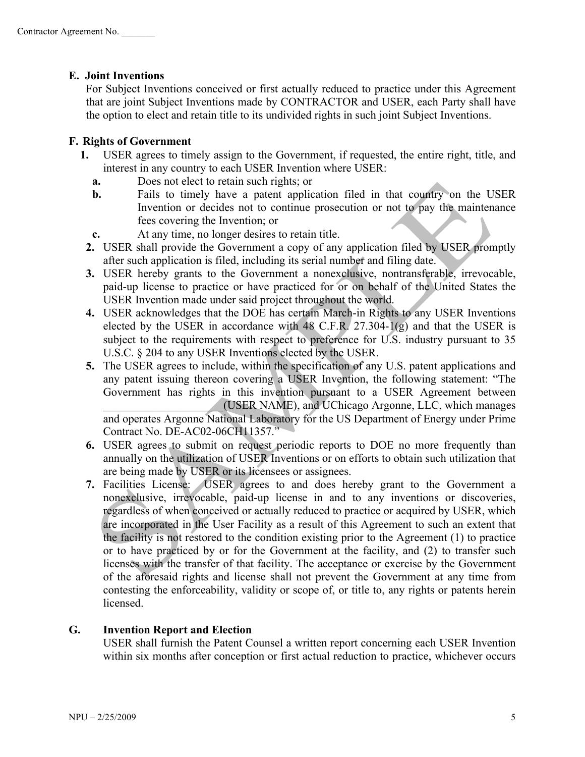## E. Joint Inventions

For Subject Inventions conceived or first actually reduced to practice under this Agreement that are joint Subject Inventions made by CONTRACTOR and USER, each Party shall have the option to elect and retain title to its undivided rights in such joint Subject Inventions.

## F. Rights of Government

1. USER agrees to timely assign to the Government, if requested, the entire right, title, and interest in any country to each USER Invention where USER:
   - **a.** Does not elect to retain such rights; or
   - **b.** Fails to timely have a patent application filed in that country on the USER Invention or decides not to continue prosecution or not to pay the maintenance fees covering the Invention; or
   - **c.** At any time, no longer desires to retain title.
2. USER shall provide the Government a copy of any application filed by USER promptly after such application is filed, including its serial number and filing date.
3. USER hereby grants to the Government a nonexclusive, nontransferable, irrevocable, paid-up license to practice or have practiced for or on behalf of the United States the USER Invention made under said project throughout the world.
4. USER acknowledges that the DOE has certain March-in Rights to any USER Inventions elected by the USER in accordance with 48 C.F.R. 27.304-1(g) and that the USER is subject to the requirements with respect to preference for U.S. industry pursuant to 35 U.S.C. § 204 to any USER Inventions elected by the USER.
5. The USER agrees to include, within the specification of any U.S. patent applications and any patent issuing thereon covering a USER Invention, the following statement: "The Government has rights in this invention pursuant to a USER Agreement between ____________________(USER NAME), and UChicago Argonne, LLC, which manages and operates Argonne National Laboratory for the US Department of Energy under Prime Contract No. DE-AC02-06CH11357."
6. USER agrees to submit on request periodic reports to DOE no more frequently than annually on the utilization of USER Inventions or on efforts to obtain such utilization that are being made by USER or its licensees or assignees.
7. Facilities License: USER agrees to and does hereby grant to the Government a nonexclusive, irrevocable, paid-up license in and to any inventions or discoveries, regardless of when conceived or actually reduced to practice or acquired by USER, which are incorporated in the User Facility as a result of this Agreement to such an extent that the facility is not restored to the condition existing prior to the Agreement (1) to practice or to have practiced by or for the Government at the facility, and (2) to transfer such licenses with the transfer of that facility. The acceptance or exercise by the Government of the aforesaid rights and license shall not prevent the Government at any time from contesting the enforceability, validity or scope of, or title to, any rights or patents herein licensed.

## G. Invention Report and Election

USER shall furnish the Patent Counsel a written report concerning each USER Invention within six months after conception or first actual reduction to practice, whichever occurs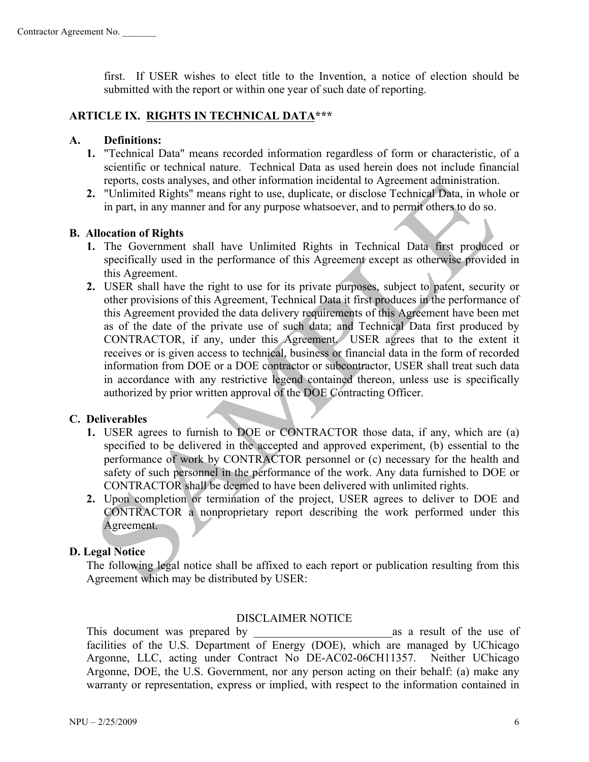first. If USER wishes to elect title to the Invention, a notice of election should be submitted with the report or within one year of such date of reporting.

## ARTICLE IX. RIGHTS IN TECHNICAL DATA***

**A. Definitions:**

1. "Technical Data" means recorded information regardless of form or characteristic, of a scientific or technical nature. Technical Data as used herein does not include financial reports, costs analyses, and other information incidental to Agreement administration.
2. "Unlimited Rights" means right to use, duplicate, or disclose Technical Data, in whole or in part, in any manner and for any purpose whatsoever, and to permit others to do so.

**B. Allocation of Rights**

1. The Government shall have Unlimited Rights in Technical Data first produced or specifically used in the performance of this Agreement except as otherwise provided in this Agreement.
2. USER shall have the right to use for its private purposes, subject to patent, security or other provisions of this Agreement, Technical Data it first produces in the performance of this Agreement provided the data delivery requirements of this Agreement have been met as of the date of the private use of such data; and Technical Data first produced by CONTRACTOR, if any, under this Agreement. USER agrees that to the extent it receives or is given access to technical, business or financial data in the form of recorded information from DOE or a DOE contractor or subcontractor, USER shall treat such data in accordance with any restrictive legend contained thereon, unless use is specifically authorized by prior written approval of the DOE Contracting Officer.

**C. Deliverables**

1. USER agrees to furnish to DOE or CONTRACTOR those data, if any, which are (a) specified to be delivered in the accepted and approved experiment, (b) essential to the performance of work by CONTRACTOR personnel or (c) necessary for the health and safety of such personnel in the performance of the work. Any data furnished to DOE or CONTRACTOR shall be deemed to have been delivered with unlimited rights.
2. Upon completion or termination of the project, USER agrees to deliver to DOE and CONTRACTOR a nonproprietary report describing the work performed under this Agreement.

**D. Legal Notice**

The following legal notice shall be affixed to each report or publication resulting from this Agreement which may be distributed by USER:

DISCLAIMER NOTICE

This document was prepared by ________________________ as a result of the use of facilities of the U.S. Department of Energy (DOE), which are managed by UChicago Argonne, LLC, acting under Contract No DE-AC02-06CH11357. Neither UChicago Argonne, DOE, the U.S. Government, nor any person acting on their behalf: (a) make any warranty or representation, express or implied, with respect to the information contained in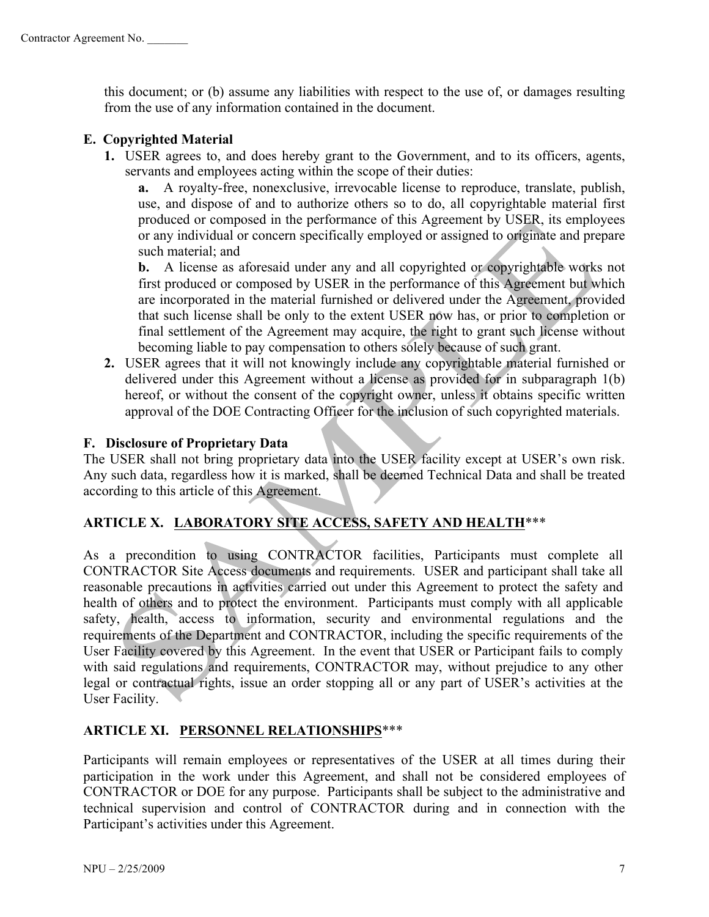this document; or (b) assume any liabilities with respect to the use of, or damages resulting from the use of any information contained in the document.

### E. Copyrighted Material

1. USER agrees to, and does hereby grant to the Government, and to its officers, agents, servants and employees acting within the scope of their duties:

   **a.** A royalty-free, nonexclusive, irrevocable license to reproduce, translate, publish, use, and dispose of and to authorize others so to do, all copyrightable material first produced or composed in the performance of this Agreement by USER, its employees or any individual or concern specifically employed or assigned to originate and prepare such material; and

   **b.** A license as aforesaid under any and all copyrighted or copyrightable works not first produced or composed by USER in the performance of this Agreement but which are incorporated in the material furnished or delivered under the Agreement, provided that such license shall be only to the extent USER now has, or prior to completion or final settlement of the Agreement may acquire, the right to grant such license without becoming liable to pay compensation to others solely because of such grant.

2. USER agrees that it will not knowingly include any copyrightable material furnished or delivered under this Agreement without a license as provided for in subparagraph 1(b) hereof, or without the consent of the copyright owner, unless it obtains specific written approval of the DOE Contracting Officer for the inclusion of such copyrighted materials.

### F. Disclosure of Proprietary Data

The USER shall not bring proprietary data into the USER facility except at USER's own risk. Any such data, regardless how it is marked, shall be deemed Technical Data and shall be treated according to this article of this Agreement.

## ARTICLE X. LABORATORY SITE ACCESS, SAFETY AND HEALTH***

As a precondition to using CONTRACTOR facilities, Participants must complete all CONTRACTOR Site Access documents and requirements. USER and participant shall take all reasonable precautions in activities carried out under this Agreement to protect the safety and health of others and to protect the environment. Participants must comply with all applicable safety, health, access to information, security and environmental regulations and the requirements of the Department and CONTRACTOR, including the specific requirements of the User Facility covered by this Agreement. In the event that USER or Participant fails to comply with said regulations and requirements, CONTRACTOR may, without prejudice to any other legal or contractual rights, issue an order stopping all or any part of USER's activities at the User Facility.

## ARTICLE XI. PERSONNEL RELATIONSHIPS***

Participants will remain employees or representatives of the USER at all times during their participation in the work under this Agreement, and shall not be considered employees of CONTRACTOR or DOE for any purpose. Participants shall be subject to the administrative and technical supervision and control of CONTRACTOR during and in connection with the Participant's activities under this Agreement.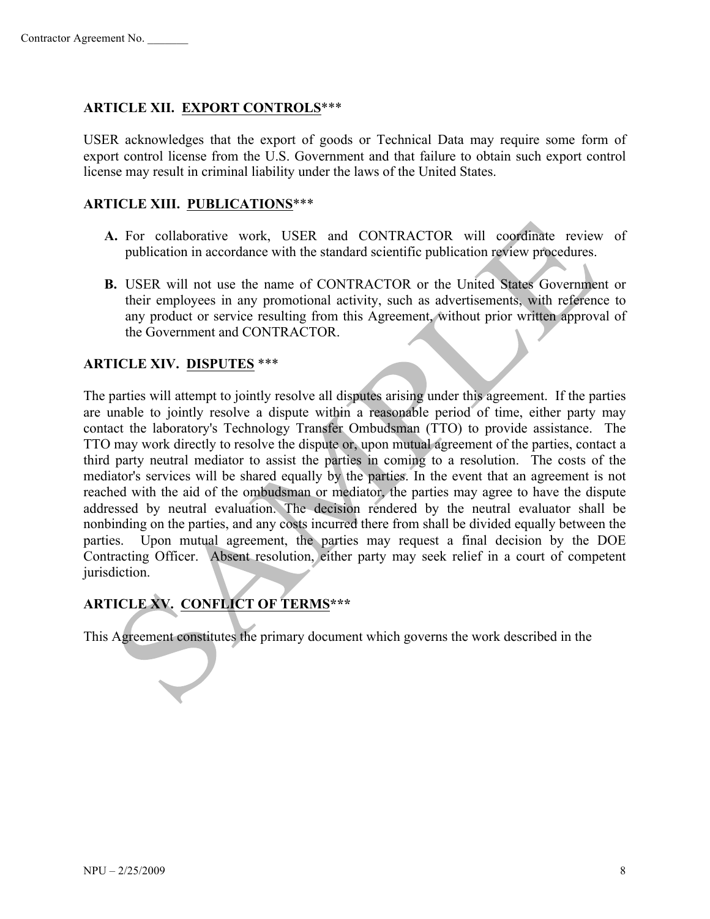## ARTICLE XII. EXPORT CONTROLS***

USER acknowledges that the export of goods or Technical Data may require some form of export control license from the U.S. Government and that failure to obtain such export control license may result in criminal liability under the laws of the United States.

## ARTICLE XIII. PUBLICATIONS***

**A.** For collaborative work, USER and CONTRACTOR will coordinate review of publication in accordance with the standard scientific publication review procedures.

**B.** USER will not use the name of CONTRACTOR or the United States Government or their employees in any promotional activity, such as advertisements, with reference to any product or service resulting from this Agreement, without prior written approval of the Government and CONTRACTOR.

## ARTICLE XIV. DISPUTES ***

The parties will attempt to jointly resolve all disputes arising under this agreement. If the parties are unable to jointly resolve a dispute within a reasonable period of time, either party may contact the laboratory's Technology Transfer Ombudsman (TTO) to provide assistance. The TTO may work directly to resolve the dispute or, upon mutual agreement of the parties, contact a third party neutral mediator to assist the parties in coming to a resolution. The costs of the mediator's services will be shared equally by the parties. In the event that an agreement is not reached with the aid of the ombudsman or mediator, the parties may agree to have the dispute addressed by neutral evaluation. The decision rendered by the neutral evaluator shall be nonbinding on the parties, and any costs incurred there from shall be divided equally between the parties. Upon mutual agreement, the parties may request a final decision by the DOE Contracting Officer. Absent resolution, either party may seek relief in a court of competent jurisdiction.

## ARTICLE XV. CONFLICT OF TERMS***

This Agreement constitutes the primary document which governs the work described in the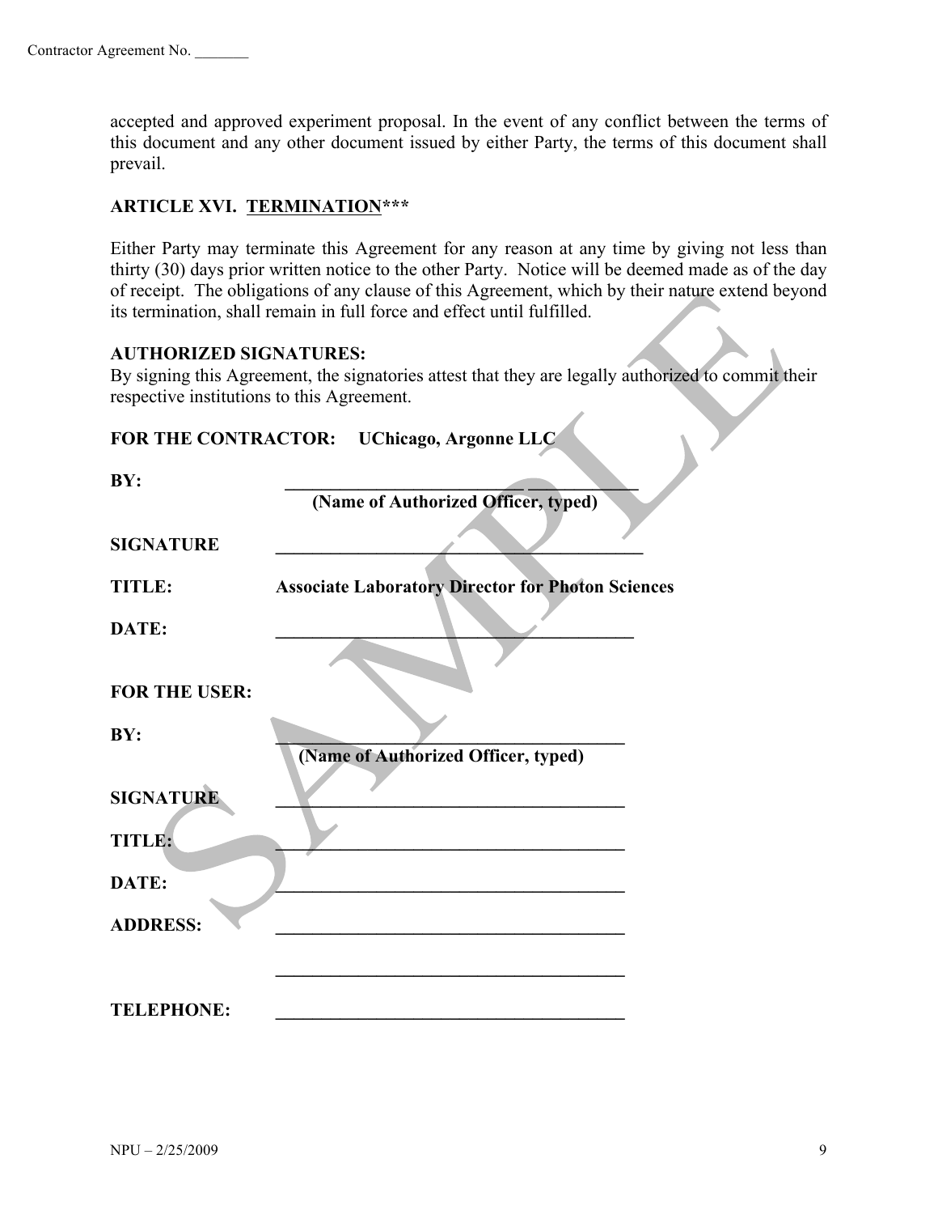accepted and approved experiment proposal. In the event of any conflict between the terms of this document and any other document issued by either Party, the terms of this document shall prevail.

**ARTICLE XVI. TERMINATION*****

Either Party may terminate this Agreement for any reason at any time by giving not less than thirty (30) days prior written notice to the other Party. Notice will be deemed made as of the day of receipt. The obligations of any clause of this Agreement, which by their nature extend beyond its termination, shall remain in full force and effect until fulfilled.

**AUTHORIZED SIGNATURES:**
By signing this Agreement, the signatories attest that they are legally authorized to commit their respective institutions to this Agreement.

**FOR THE CONTRACTOR: UChicago, Argonne LLC**

**BY:** ________________________________________
**(Name of Authorized Officer, typed)**

**SIGNATURE** ________________________________________

**TITLE:** **Associate Laboratory Director for Photon Sciences**

**DATE:** ________________________________________

**FOR THE USER:**

**BY:** ________________________________________
**(Name of Authorized Officer, typed)**

**SIGNATURE** ________________________________________

**TITLE:** ________________________________________

**DATE:** ________________________________________

**ADDRESS:** ________________________________________

________________________________________

**TELEPHONE:** ________________________________________

SAMPLE